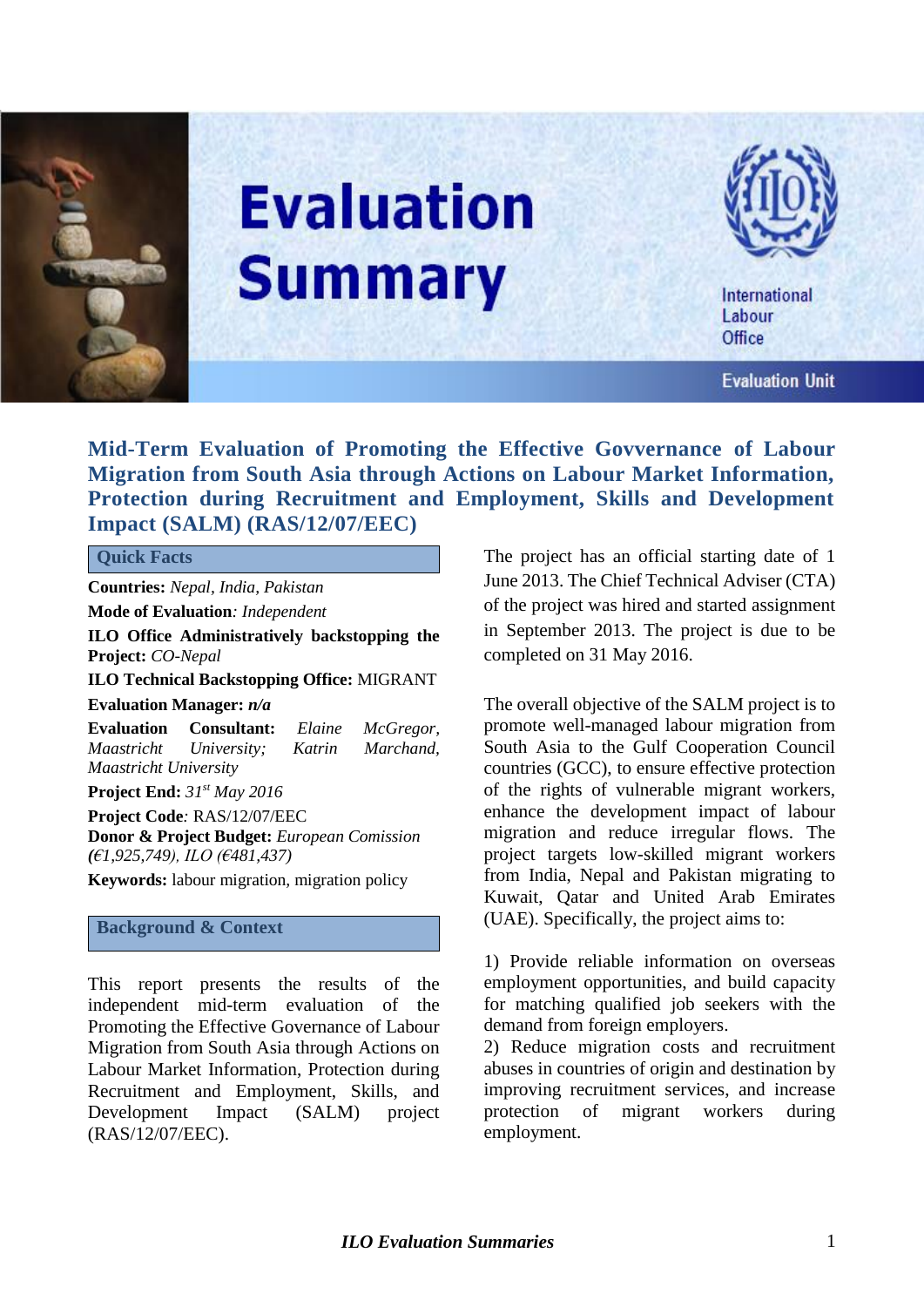# Evaluation Summary

International Labour Office

Evaluation Unit

## Mid-Term Evaluation of Promoting the Effective Govvernance of Labour Migration from South Asia through Actions on Labour Market Information, Protection during Recruitment and Employment, Skills and Development Impact (SALM) (RAS/12/07/EEC)

### Quick Facts

**Countries:** *Nepal, India, Pakistan*

**Mode of Evaluation***: Independent*

**ILO Office Administratively backstopping the Project:** *CO-Nepal*

**ILO Technical Backstopping Office:** MIGRANT

**Evaluation Manager:** ***n/a***

**Evaluation Consultant:** *Elaine McGregor, Maastricht University; Katrin Marchand, Maastricht University*

**Project End:** *31st May 2016*

**Project Code***:* RAS/12/07/EEC

**Donor & Project Budget:** *European Comission (€1,925,749), ILO (€481,437)*

**Keywords:** labour migration, migration policy

### Background & Context

This report presents the results of the independent mid-term evaluation of the Promoting the Effective Governance of Labour Migration from South Asia through Actions on Labour Market Information, Protection during Recruitment and Employment, Skills, and Development Impact (SALM) project (RAS/12/07/EEC).

The project has an official starting date of 1 June 2013. The Chief Technical Adviser (CTA) of the project was hired and started assignment in September 2013. The project is due to be completed on 31 May 2016.

The overall objective of the SALM project is to promote well-managed labour migration from South Asia to the Gulf Cooperation Council countries (GCC), to ensure effective protection of the rights of vulnerable migrant workers, enhance the development impact of labour migration and reduce irregular flows. The project targets low-skilled migrant workers from India, Nepal and Pakistan migrating to Kuwait, Qatar and United Arab Emirates (UAE). Specifically, the project aims to:

1) Provide reliable information on overseas employment opportunities, and build capacity for matching qualified job seekers with the demand from foreign employers.
2) Reduce migration costs and recruitment abuses in countries of origin and destination by improving recruitment services, and increase protection of migrant workers during employment.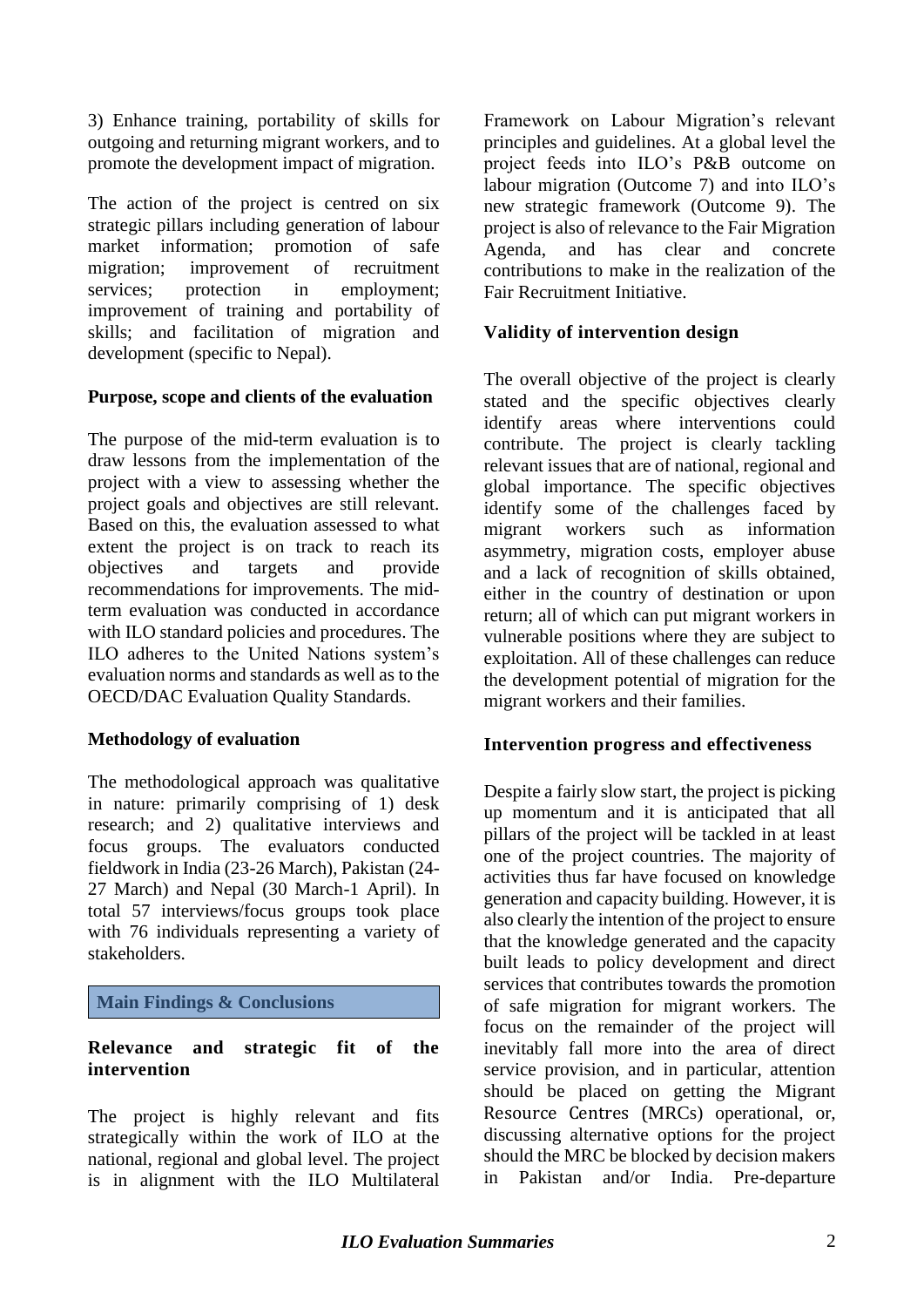3) Enhance training, portability of skills for outgoing and returning migrant workers, and to promote the development impact of migration.

The action of the project is centred on six strategic pillars including generation of labour market information; promotion of safe migration; improvement of recruitment services; protection in employment; improvement of training and portability of skills; and facilitation of migration and development (specific to Nepal).

**Purpose, scope and clients of the evaluation**

The purpose of the mid-term evaluation is to draw lessons from the implementation of the project with a view to assessing whether the project goals and objectives are still relevant. Based on this, the evaluation assessed to what extent the project is on track to reach its objectives and targets and provide recommendations for improvements. The mid-term evaluation was conducted in accordance with ILO standard policies and procedures. The ILO adheres to the United Nations system's evaluation norms and standards as well as to the OECD/DAC Evaluation Quality Standards.

**Methodology of evaluation**

The methodological approach was qualitative in nature: primarily comprising of 1) desk research; and 2) qualitative interviews and focus groups. The evaluators conducted fieldwork in India (23-26 March), Pakistan (24-27 March) and Nepal (30 March-1 April). In total 57 interviews/focus groups took place with 76 individuals representing a variety of stakeholders.

## Main Findings & Conclusions

**Relevance and strategic fit of the intervention**

The project is highly relevant and fits strategically within the work of ILO at the national, regional and global level. The project is in alignment with the ILO Multilateral Framework on Labour Migration's relevant principles and guidelines. At a global level the project feeds into ILO's P&B outcome on labour migration (Outcome 7) and into ILO's new strategic framework (Outcome 9). The project is also of relevance to the Fair Migration Agenda, and has clear and concrete contributions to make in the realization of the Fair Recruitment Initiative.

**Validity of intervention design**

The overall objective of the project is clearly stated and the specific objectives clearly identify areas where interventions could contribute. The project is clearly tackling relevant issues that are of national, regional and global importance. The specific objectives identify some of the challenges faced by migrant workers such as information asymmetry, migration costs, employer abuse and a lack of recognition of skills obtained, either in the country of destination or upon return; all of which can put migrant workers in vulnerable positions where they are subject to exploitation. All of these challenges can reduce the development potential of migration for the migrant workers and their families.

**Intervention progress and effectiveness**

Despite a fairly slow start, the project is picking up momentum and it is anticipated that all pillars of the project will be tackled in at least one of the project countries. The majority of activities thus far have focused on knowledge generation and capacity building. However, it is also clearly the intention of the project to ensure that the knowledge generated and the capacity built leads to policy development and direct services that contributes towards the promotion of safe migration for migrant workers. The focus on the remainder of the project will inevitably fall more into the area of direct service provision, and in particular, attention should be placed on getting the Migrant Resource Centres (MRCs) operational, or, discussing alternative options for the project should the MRC be blocked by decision makers in Pakistan and/or India. Pre-departure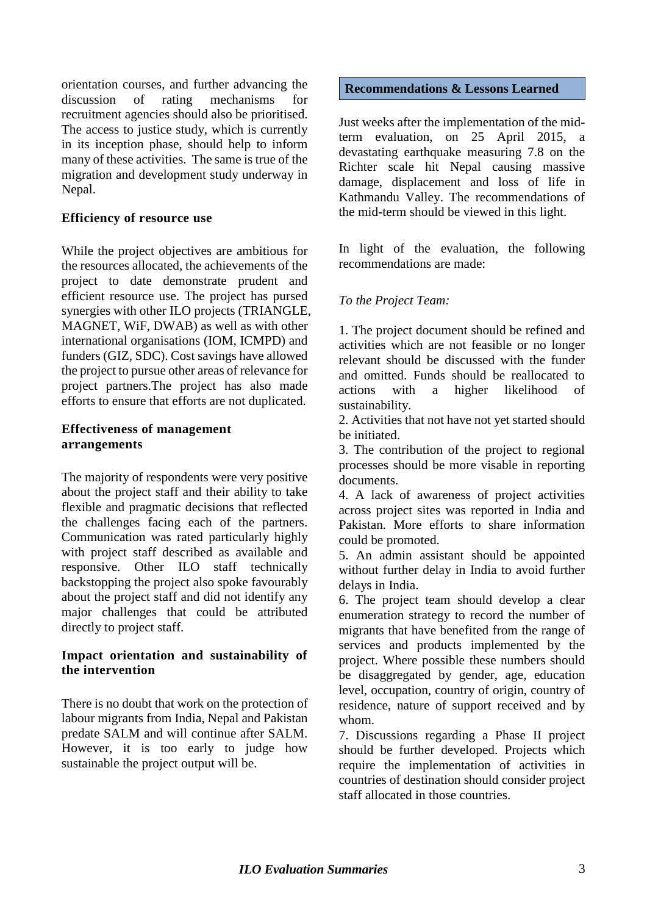orientation courses, and further advancing the discussion of rating mechanisms for recruitment agencies should also be prioritised. The access to justice study, which is currently in its inception phase, should help to inform many of these activities. The same is true of the migration and development study underway in Nepal.

### Efficiency of resource use

While the project objectives are ambitious for the resources allocated, the achievements of the project to date demonstrate prudent and efficient resource use. The project has pursed synergies with other ILO projects (TRIANGLE, MAGNET, WiF, DWAB) as well as with other international organisations (IOM, ICMPD) and funders (GIZ, SDC). Cost savings have allowed the project to pursue other areas of relevance for project partners.The project has also made efforts to ensure that efforts are not duplicated.

### Effectiveness of management arrangements

The majority of respondents were very positive about the project staff and their ability to take flexible and pragmatic decisions that reflected the challenges facing each of the partners. Communication was rated particularly highly with project staff described as available and responsive. Other ILO staff technically backstopping the project also spoke favourably about the project staff and did not identify any major challenges that could be attributed directly to project staff.

### Impact orientation and sustainability of the intervention

There is no doubt that work on the protection of labour migrants from India, Nepal and Pakistan predate SALM and will continue after SALM. However, it is too early to judge how sustainable the project output will be.

## Recommendations & Lessons Learned

Just weeks after the implementation of the mid-term evaluation, on 25 April 2015, a devastating earthquake measuring 7.8 on the Richter scale hit Nepal causing massive damage, displacement and loss of life in Kathmandu Valley. The recommendations of the mid-term should be viewed in this light.

In light of the evaluation, the following recommendations are made:

*To the Project Team:*

1. The project document should be refined and activities which are not feasible or no longer relevant should be discussed with the funder and omitted. Funds should be reallocated to actions with a higher likelihood of sustainability.
2. Activities that not have not yet started should be initiated.
3. The contribution of the project to regional processes should be more visable in reporting documents.
4. A lack of awareness of project activities across project sites was reported in India and Pakistan. More efforts to share information could be promoted.
5. An admin assistant should be appointed without further delay in India to avoid further delays in India.
6. The project team should develop a clear enumeration strategy to record the number of migrants that have benefited from the range of services and products implemented by the project. Where possible these numbers should be disaggregated by gender, age, education level, occupation, country of origin, country of residence, nature of support received and by whom.
7. Discussions regarding a Phase II project should be further developed. Projects which require the implementation of activities in countries of destination should consider project staff allocated in those countries.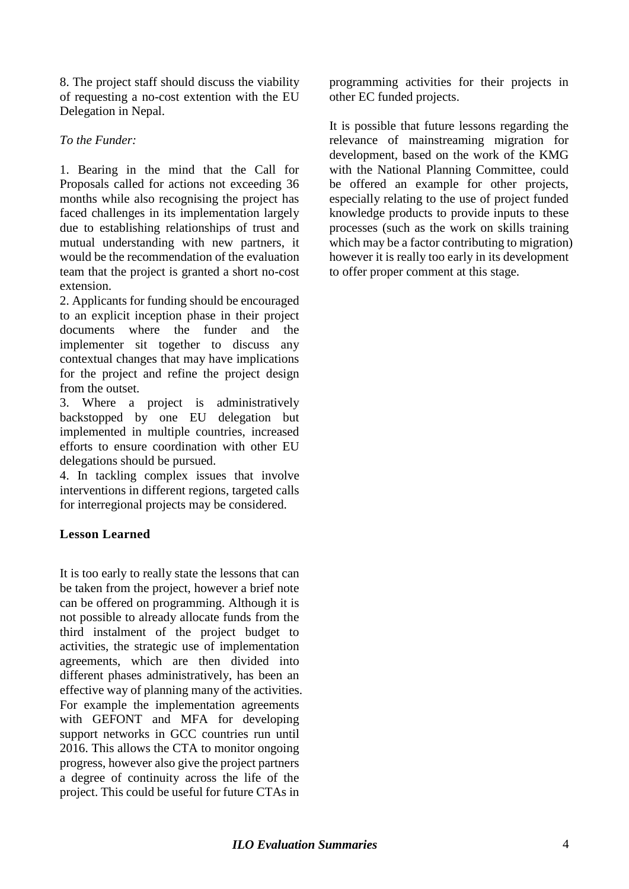8. The project staff should discuss the viability of requesting a no-cost extention with the EU Delegation in Nepal.

*To the Funder:*

1. Bearing in the mind that the Call for Proposals called for actions not exceeding 36 months while also recognising the project has faced challenges in its implementation largely due to establishing relationships of trust and mutual understanding with new partners, it would be the recommendation of the evaluation team that the project is granted a short no-cost extension.
2. Applicants for funding should be encouraged to an explicit inception phase in their project documents where the funder and the implementer sit together to discuss any contextual changes that may have implications for the project and refine the project design from the outset.
3. Where a project is administratively backstopped by one EU delegation but implemented in multiple countries, increased efforts to ensure coordination with other EU delegations should be pursued.
4. In tackling complex issues that involve interventions in different regions, targeted calls for interregional projects may be considered.

**Lesson Learned**

It is too early to really state the lessons that can be taken from the project, however a brief note can be offered on programming. Although it is not possible to already allocate funds from the third instalment of the project budget to activities, the strategic use of implementation agreements, which are then divided into different phases administratively, has been an effective way of planning many of the activities. For example the implementation agreements with GEFONT and MFA for developing support networks in GCC countries run until 2016. This allows the CTA to monitor ongoing progress, however also give the project partners a degree of continuity across the life of the project. This could be useful for future CTAs in programming activities for their projects in other EC funded projects.

It is possible that future lessons regarding the relevance of mainstreaming migration for development, based on the work of the KMG with the National Planning Committee, could be offered an example for other projects, especially relating to the use of project funded knowledge products to provide inputs to these processes (such as the work on skills training which may be a factor contributing to migration) however it is really too early in its development to offer proper comment at this stage.